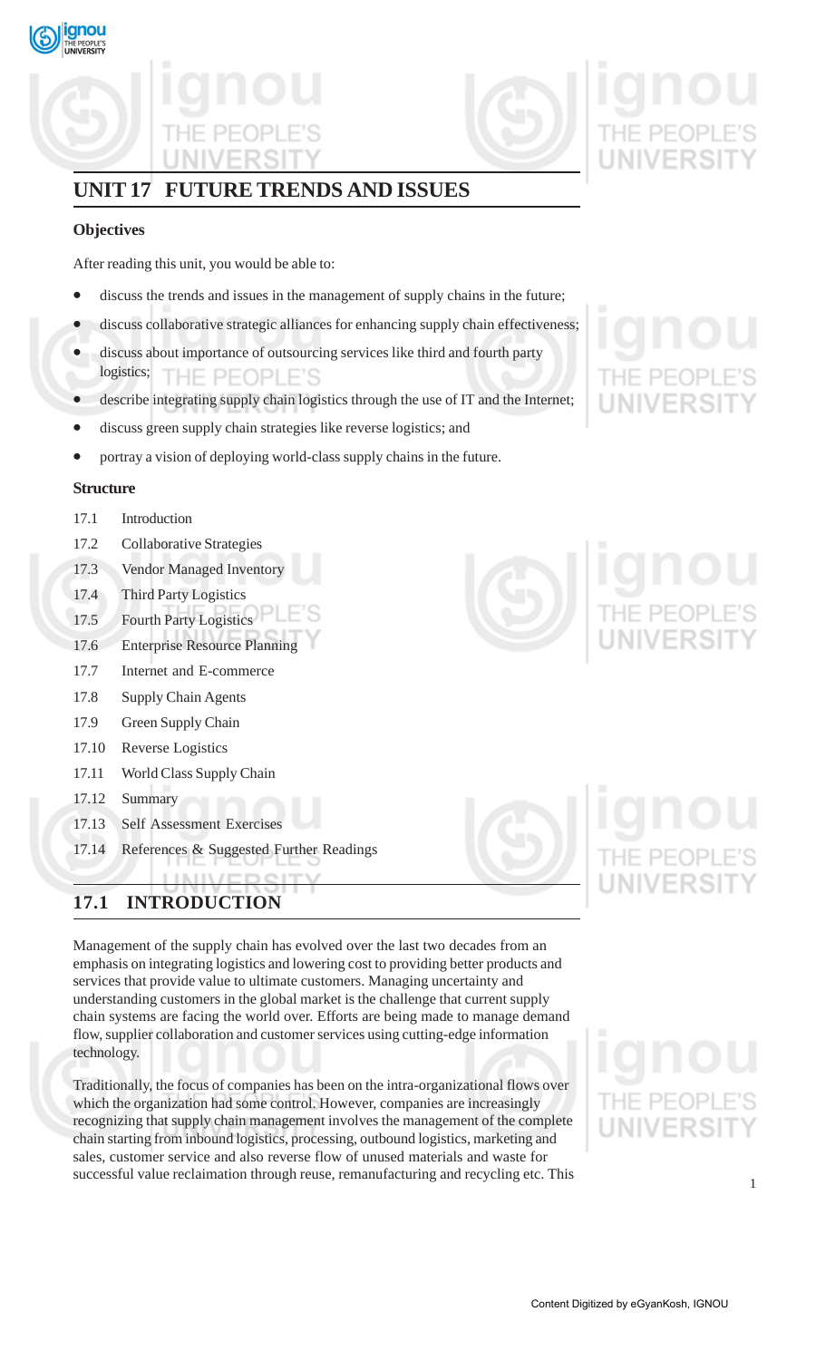# UNIT 17 FUTURE TRENDS AND ISSUES

**Objectives**

After reading this unit, you would be able to:

- discuss the trends and issues in the management of supply chains in the future;
- discuss collaborative strategic alliances for enhancing supply chain effectiveness;
- discuss about importance of outsourcing services like third and fourth party logistics;
- describe integrating supply chain logistics through the use of IT and the Internet;
- discuss green supply chain strategies like reverse logistics; and
- portray a vision of deploying world-class supply chains in the future.

**Structure**

17.1 Introduction
17.2 Collaborative Strategies
17.3 Vendor Managed Inventory
17.4 Third Party Logistics
17.5 Fourth Party Logistics
17.6 Enterprise Resource Planning
17.7 Internet and E-commerce
17.8 Supply Chain Agents
17.9 Green Supply Chain
17.10 Reverse Logistics
17.11 World Class Supply Chain
17.12 Summary
17.13 Self Assessment Exercises
17.14 References & Suggested Further Readings

## 17.1 INTRODUCTION

Management of the supply chain has evolved over the last two decades from an emphasis on integrating logistics and lowering cost to providing better products and services that provide value to ultimate customers. Managing uncertainty and understanding customers in the global market is the challenge that current supply chain systems are facing the world over. Efforts are being made to manage demand flow, supplier collaboration and customer services using cutting-edge information technology.

Traditionally, the focus of companies has been on the intra-organizational flows over which the organization had some control. However, companies are increasingly recognizing that supply chain management involves the management of the complete chain starting from inbound logistics, processing, outbound logistics, marketing and sales, customer service and also reverse flow of unused materials and waste for successful value reclaimation through reuse, remanufacturing and recycling etc. This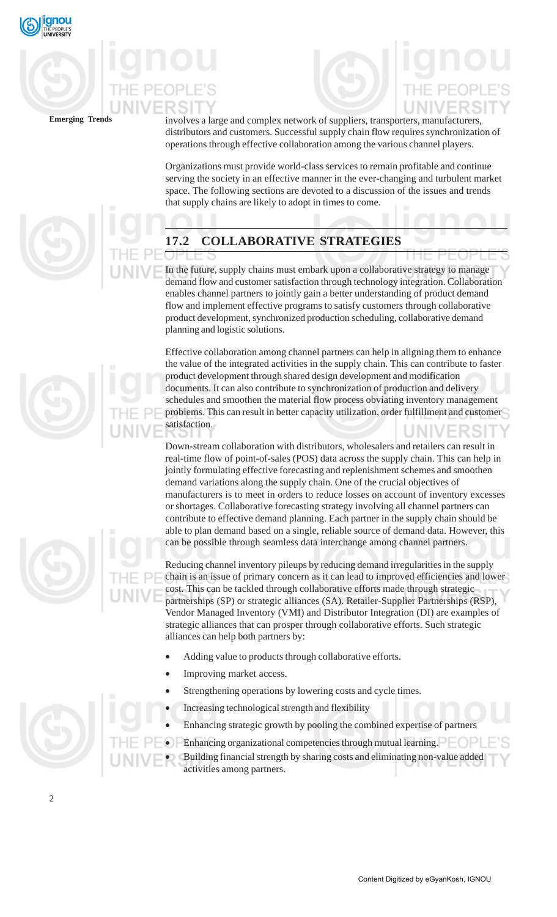involves a large and complex network of suppliers, transporters, manufacturers, distributors and customers. Successful supply chain flow requires synchronization of operations through effective collaboration among the various channel players.

Organizations must provide world-class services to remain profitable and continue serving the society in an effective manner in the ever-changing and turbulent market space. The following sections are devoted to a discussion of the issues and trends that supply chains are likely to adopt in times to come.

## 17.2 COLLABORATIVE STRATEGIES

In the future, supply chains must embark upon a collaborative strategy to manage demand flow and customer satisfaction through technology integration. Collaboration enables channel partners to jointly gain a better understanding of product demand flow and implement effective programs to satisfy customers through collaborative product development, synchronized production scheduling, collaborative demand planning and logistic solutions.

Effective collaboration among channel partners can help in aligning them to enhance the value of the integrated activities in the supply chain. This can contribute to faster product development through shared design development and modification documents. It can also contribute to synchronization of production and delivery schedules and smoothen the material flow process obviating inventory management problems. This can result in better capacity utilization, order fulfillment and customer satisfaction.

Down-stream collaboration with distributors, wholesalers and retailers can result in real-time flow of point-of-sales (POS) data across the supply chain. This can help in jointly formulating effective forecasting and replenishment schemes and smoothen demand variations along the supply chain. One of the crucial objectives of manufacturers is to meet in orders to reduce losses on account of inventory excesses or shortages. Collaborative forecasting strategy involving all channel partners can contribute to effective demand planning. Each partner in the supply chain should be able to plan demand based on a single, reliable source of demand data. However, this can be possible through seamless data interchange among channel partners.

Reducing channel inventory pileups by reducing demand irregularities in the supply chain is an issue of primary concern as it can lead to improved efficiencies and lower cost. This can be tackled through collaborative efforts made through strategic partnerships (SP) or strategic alliances (SA). Retailer-Supplier Partnerships (RSP), Vendor Managed Inventory (VMI) and Distributor Integration (DI) are examples of strategic alliances that can prosper through collaborative efforts. Such strategic alliances can help both partners by:

- Adding value to products through collaborative efforts.
- Improving market access.
- Strengthening operations by lowering costs and cycle times.
- Increasing technological strength and flexibility
- Enhancing strategic growth by pooling the combined expertise of partners
- Enhancing organizational competencies through mutual learning.
- Building financial strength by sharing costs and eliminating non-value added activities among partners.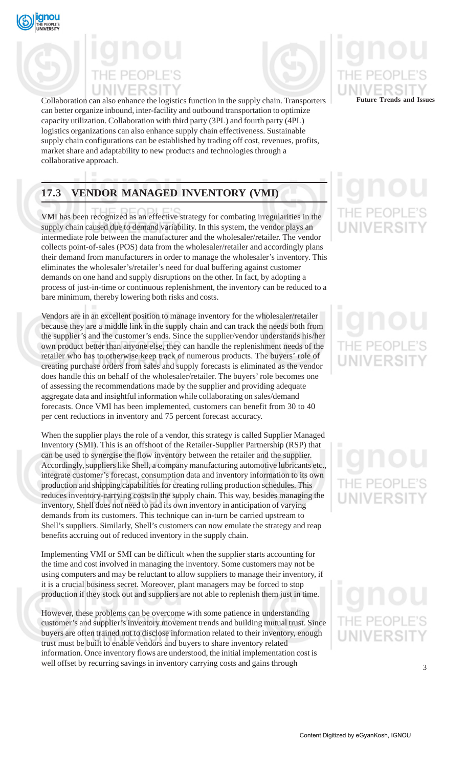Collaboration can also enhance the logistics function in the supply chain. Transporters can better organize inbound, inter-facility and outbound transportation to optimize capacity utilization. Collaboration with third party (3PL) and fourth party (4PL) logistics organizations can also enhance supply chain effectiveness. Sustainable supply chain configurations can be established by trading off cost, revenues, profits, market share and adaptability to new products and technologies through a collaborative approach.

## 17.3 VENDOR MANAGED INVENTORY (VMI)

VMI has been recognized as an effective strategy for combating irregularities in the supply chain caused due to demand variability. In this system, the vendor plays an intermediate role between the manufacturer and the wholesaler/retailer. The vendor collects point-of-sales (POS) data from the wholesaler/retailer and accordingly plans their demand from manufacturers in order to manage the wholesaler's inventory. This eliminates the wholesaler's/retailer's need for dual buffering against customer demands on one hand and supply disruptions on the other. In fact, by adopting a process of just-in-time or continuous replenishment, the inventory can be reduced to a bare minimum, thereby lowering both risks and costs.

Vendors are in an excellent position to manage inventory for the wholesaler/retailer because they are a middle link in the supply chain and can track the needs both from the supplier's and the customer's ends. Since the supplier/vendor understands his/her own product better than anyone else, they can handle the replenishment needs of the retailer who has to otherwise keep track of numerous products. The buyers' role of creating purchase orders from sales and supply forecasts is eliminated as the vendor does handle this on behalf of the wholesaler/retailer. The buyers' role becomes one of assessing the recommendations made by the supplier and providing adequate aggregate data and insightful information while collaborating on sales/demand forecasts. Once VMI has been implemented, customers can benefit from 30 to 40 per cent reductions in inventory and 75 percent forecast accuracy.

When the supplier plays the role of a vendor, this strategy is called Supplier Managed Inventory (SMI). This is an offshoot of the Retailer-Supplier Partnership (RSP) that can be used to synergise the flow inventory between the retailer and the supplier. Accordingly, suppliers like Shell, a company manufacturing automotive lubricants etc., integrate customer's forecast, consumption data and inventory information to its own production and shipping capabilities for creating rolling production schedules. This reduces inventory-carrying costs in the supply chain. This way, besides managing the inventory, Shell does not need to pad its own inventory in anticipation of varying demands from its customers. This technique can in-turn be carried upstream to Shell's suppliers. Similarly, Shell's customers can now emulate the strategy and reap benefits accruing out of reduced inventory in the supply chain.

Implementing VMI or SMI can be difficult when the supplier starts accounting for the time and cost involved in managing the inventory. Some customers may not be using computers and may be reluctant to allow suppliers to manage their inventory, if it is a crucial business secret. Moreover, plant managers may be forced to stop production if they stock out and suppliers are not able to replenish them just in time.

However, these problems can be overcome with some patience in understanding customer's and supplier's inventory movement trends and building mutual trust. Since buyers are often trained not to disclose information related to their inventory, enough trust must be built to enable vendors and buyers to share inventory related information. Once inventory flows are understood, the initial implementation cost is well offset by recurring savings in inventory carrying costs and gains through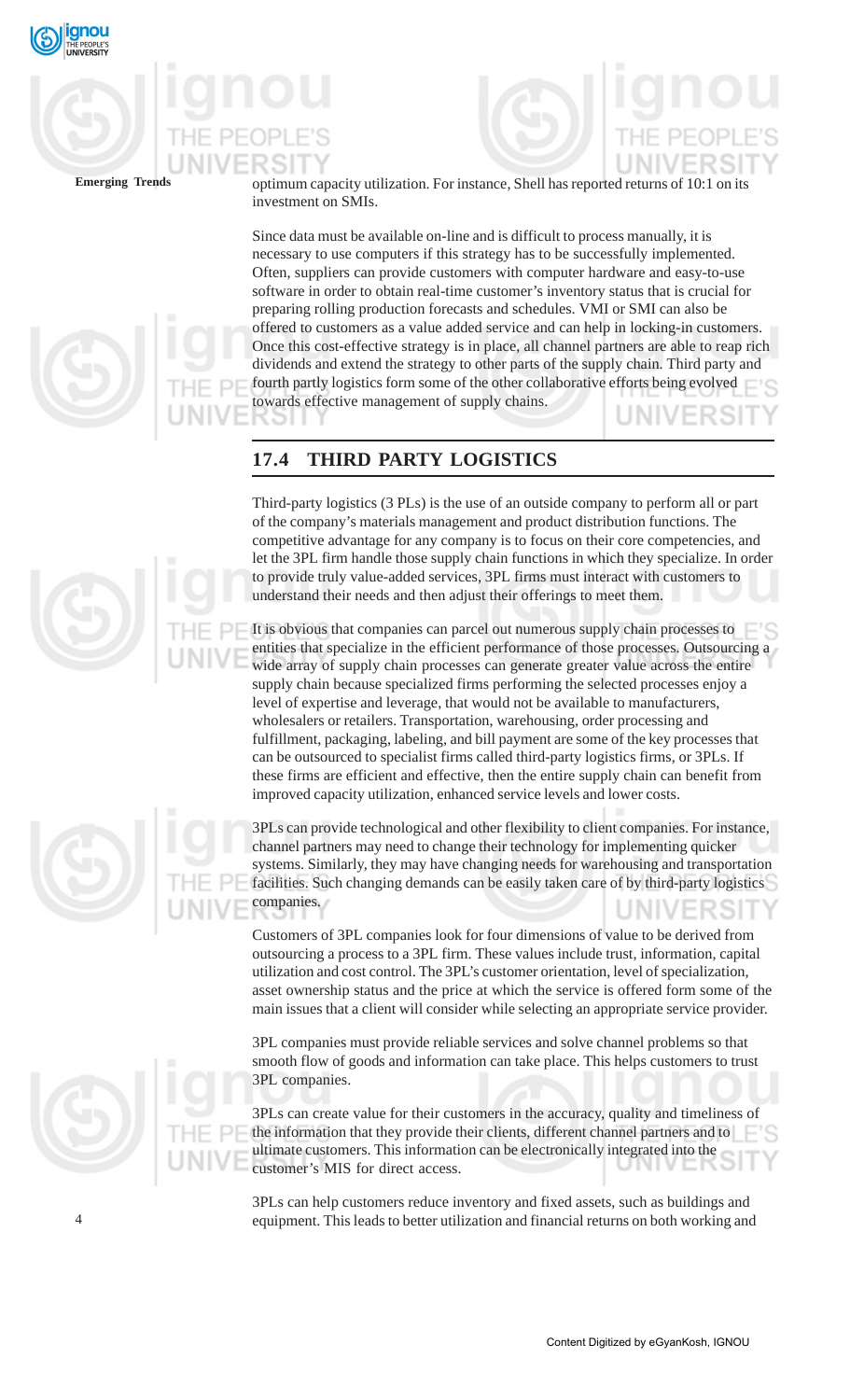optimum capacity utilization. For instance, Shell has reported returns of 10:1 on its investment on SMIs.

Since data must be available on-line and is difficult to process manually, it is necessary to use computers if this strategy has to be successfully implemented. Often, suppliers can provide customers with computer hardware and easy-to-use software in order to obtain real-time customer's inventory status that is crucial for preparing rolling production forecasts and schedules. VMI or SMI can also be offered to customers as a value added service and can help in locking-in customers. Once this cost-effective strategy is in place, all channel partners are able to reap rich dividends and extend the strategy to other parts of the supply chain. Third party and fourth partly logistics form some of the other collaborative efforts being evolved towards effective management of supply chains.

## 17.4 THIRD PARTY LOGISTICS

Third-party logistics (3 PLs) is the use of an outside company to perform all or part of the company's materials management and product distribution functions. The competitive advantage for any company is to focus on their core competencies, and let the 3PL firm handle those supply chain functions in which they specialize. In order to provide truly value-added services, 3PL firms must interact with customers to understand their needs and then adjust their offerings to meet them.

It is obvious that companies can parcel out numerous supply chain processes to entities that specialize in the efficient performance of those processes. Outsourcing a wide array of supply chain processes can generate greater value across the entire supply chain because specialized firms performing the selected processes enjoy a level of expertise and leverage, that would not be available to manufacturers, wholesalers or retailers. Transportation, warehousing, order processing and fulfillment, packaging, labeling, and bill payment are some of the key processes that can be outsourced to specialist firms called third-party logistics firms, or 3PLs. If these firms are efficient and effective, then the entire supply chain can benefit from improved capacity utilization, enhanced service levels and lower costs.

3PLs can provide technological and other flexibility to client companies. For instance, channel partners may need to change their technology for implementing quicker systems. Similarly, they may have changing needs for warehousing and transportation facilities. Such changing demands can be easily taken care of by third-party logistics companies.

Customers of 3PL companies look for four dimensions of value to be derived from outsourcing a process to a 3PL firm. These values include trust, information, capital utilization and cost control. The 3PL's customer orientation, level of specialization, asset ownership status and the price at which the service is offered form some of the main issues that a client will consider while selecting an appropriate service provider.

3PL companies must provide reliable services and solve channel problems so that smooth flow of goods and information can take place. This helps customers to trust 3PL companies.

3PLs can create value for their customers in the accuracy, quality and timeliness of the information that they provide their clients, different channel partners and to ultimate customers. This information can be electronically integrated into the customer's MIS for direct access.

3PLs can help customers reduce inventory and fixed assets, such as buildings and equipment. This leads to better utilization and financial returns on both working and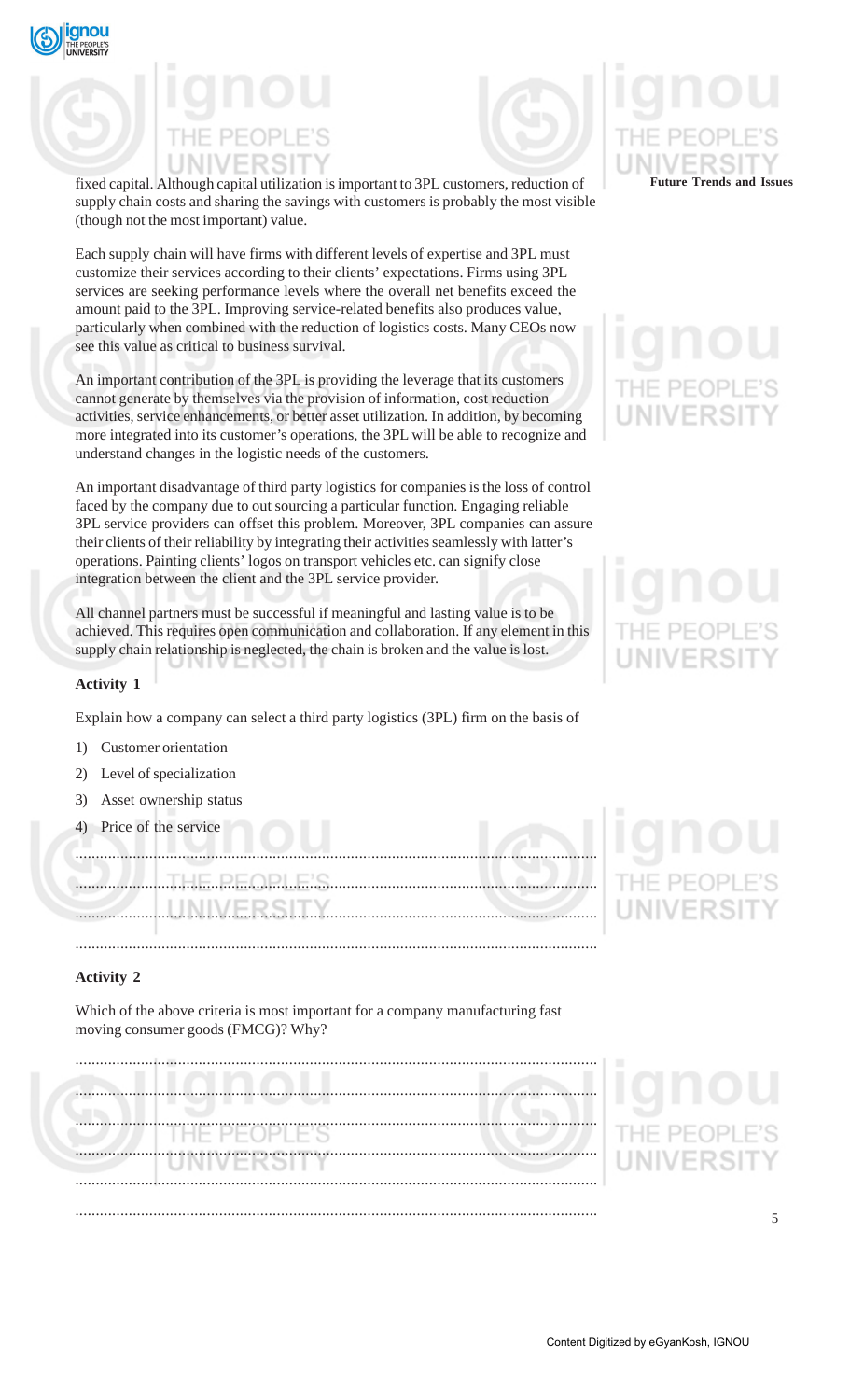fixed capital. Although capital utilization is important to 3PL customers, reduction of supply chain costs and sharing the savings with customers is probably the most visible (though not the most important) value.

Each supply chain will have firms with different levels of expertise and 3PL must customize their services according to their clients' expectations. Firms using 3PL services are seeking performance levels where the overall net benefits exceed the amount paid to the 3PL. Improving service-related benefits also produces value, particularly when combined with the reduction of logistics costs. Many CEOs now see this value as critical to business survival.

An important contribution of the 3PL is providing the leverage that its customers cannot generate by themselves via the provision of information, cost reduction activities, service enhancements, or better asset utilization. In addition, by becoming more integrated into its customer's operations, the 3PL will be able to recognize and understand changes in the logistic needs of the customers.

An important disadvantage of third party logistics for companies is the loss of control faced by the company due to out sourcing a particular function. Engaging reliable 3PL service providers can offset this problem. Moreover, 3PL companies can assure their clients of their reliability by integrating their activities seamlessly with latter's operations. Painting clients' logos on transport vehicles etc. can signify close integration between the client and the 3PL service provider.

All channel partners must be successful if meaningful and lasting value is to be achieved. This requires open communication and collaboration. If any element in this supply chain relationship is neglected, the chain is broken and the value is lost.

**Activity 1**

Explain how a company can select a third party logistics (3PL) firm on the basis of

1) Customer orientation
2) Level of specialization
3) Asset ownership status
4) Price of the service

..............................................................................................................

..............................................................................................................

..............................................................................................................

..............................................................................................................

**Activity 2**

Which of the above criteria is most important for a company manufacturing fast moving consumer goods (FMCG)? Why?

..............................................................................................................

..............................................................................................................

..............................................................................................................

..............................................................................................................

..............................................................................................................

..............................................................................................................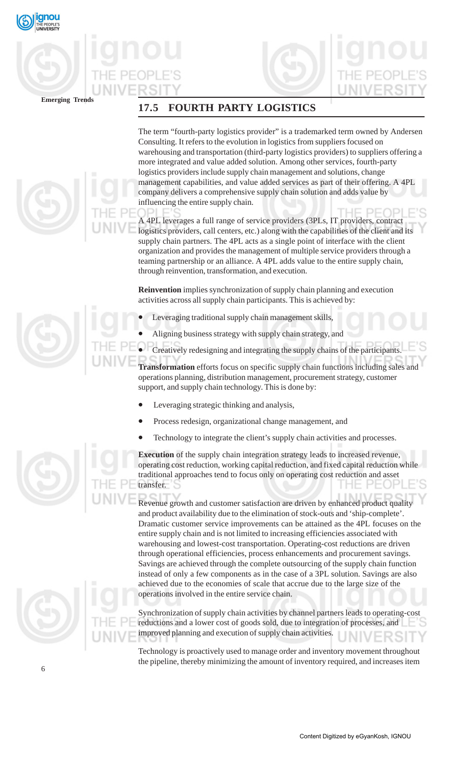## 17.5 FOURTH PARTY LOGISTICS

The term "fourth-party logistics provider" is a trademarked term owned by Andersen Consulting. It refers to the evolution in logistics from suppliers focused on warehousing and transportation (third-party logistics providers) to suppliers offering a more integrated and value added solution. Among other services, fourth-party logistics providers include supply chain management and solutions, change management capabilities, and value added services as part of their offering. A 4PL company delivers a comprehensive supply chain solution and adds value by influencing the entire supply chain.

A 4PL leverages a full range of service providers (3PLs, IT providers, contract logistics providers, call centers, etc.) along with the capabilities of the client and its supply chain partners. The 4PL acts as a single point of interface with the client organization and provides the management of multiple service providers through a teaming partnership or an alliance. A 4PL adds value to the entire supply chain, through reinvention, transformation, and execution.

**Reinvention** implies synchronization of supply chain planning and execution activities across all supply chain participants. This is achieved by:

- Leveraging traditional supply chain management skills,
- Aligning business strategy with supply chain strategy, and
- Creatively redesigning and integrating the supply chains of the participants.

**Transformation** efforts focus on specific supply chain functions including sales and operations planning, distribution management, procurement strategy, customer support, and supply chain technology. This is done by:

- Leveraging strategic thinking and analysis,
- Process redesign, organizational change management, and
- Technology to integrate the client's supply chain activities and processes.

**Execution** of the supply chain integration strategy leads to increased revenue, operating cost reduction, working capital reduction, and fixed capital reduction while traditional approaches tend to focus only on operating cost reduction and asset transfer.

Revenue growth and customer satisfaction are driven by enhanced product quality and product availability due to the elimination of stock-outs and 'ship-complete'. Dramatic customer service improvements can be attained as the 4PL focuses on the entire supply chain and is not limited to increasing efficiencies associated with warehousing and lowest-cost transportation. Operating-cost reductions are driven through operational efficiencies, process enhancements and procurement savings. Savings are achieved through the complete outsourcing of the supply chain function instead of only a few components as in the case of a 3PL solution. Savings are also achieved due to the economies of scale that accrue due to the large size of the operations involved in the entire service chain.

Synchronization of supply chain activities by channel partners leads to operating-cost reductions and a lower cost of goods sold, due to integration of processes, and improved planning and execution of supply chain activities.

Technology is proactively used to manage order and inventory movement throughout the pipeline, thereby minimizing the amount of inventory required, and increases item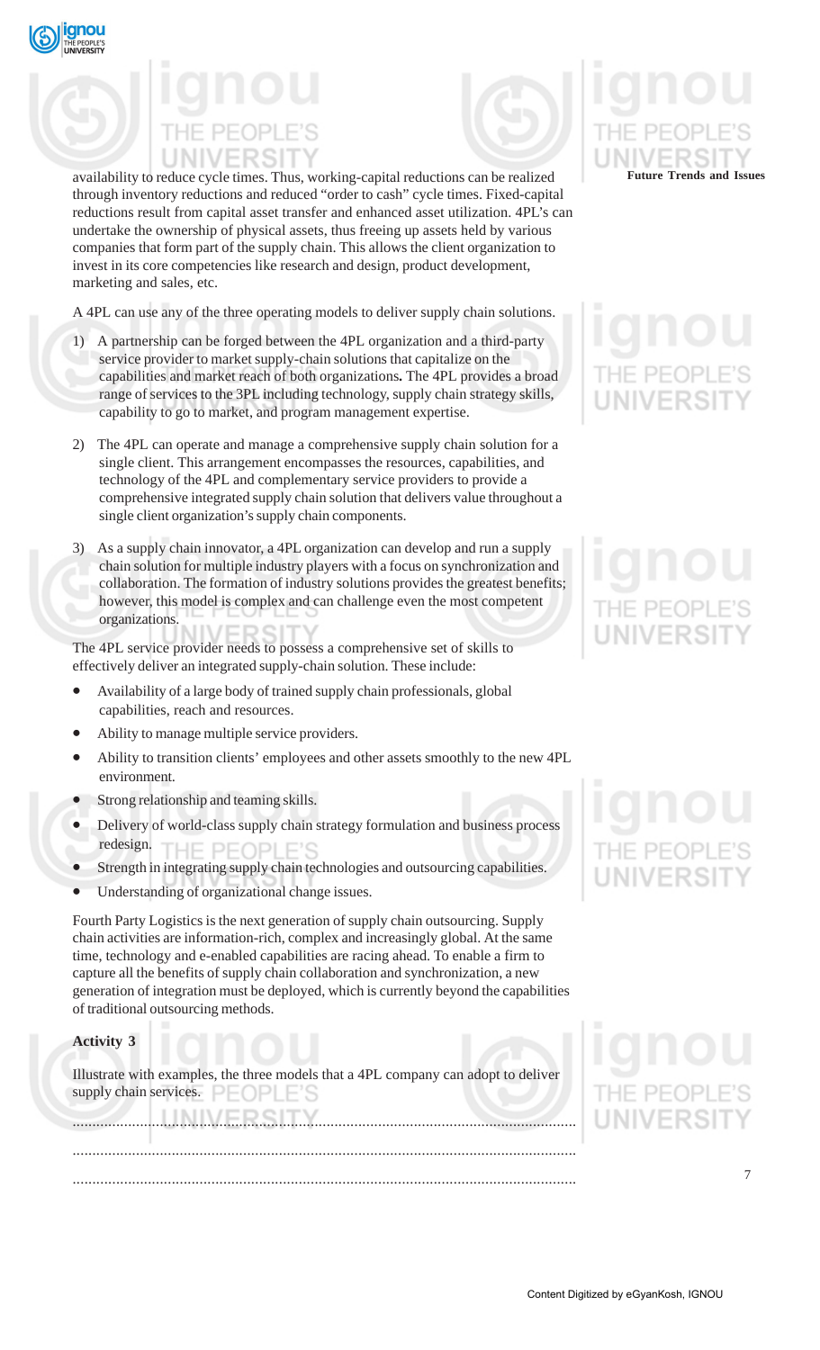availability to reduce cycle times. Thus, working-capital reductions can be realized through inventory reductions and reduced "order to cash" cycle times. Fixed-capital reductions result from capital asset transfer and enhanced asset utilization. 4PL's can undertake the ownership of physical assets, thus freeing up assets held by various companies that form part of the supply chain. This allows the client organization to invest in its core competencies like research and design, product development, marketing and sales, etc.

A 4PL can use any of the three operating models to deliver supply chain solutions.

1) A partnership can be forged between the 4PL organization and a third-party service provider to market supply-chain solutions that capitalize on the capabilities and market reach of both organizations**.** The 4PL provides a broad range of services to the 3PL including technology, supply chain strategy skills, capability to go to market, and program management expertise.

2) The 4PL can operate and manage a comprehensive supply chain solution for a single client. This arrangement encompasses the resources, capabilities, and technology of the 4PL and complementary service providers to provide a comprehensive integrated supply chain solution that delivers value throughout a single client organization's supply chain components.

3) As a supply chain innovator, a 4PL organization can develop and run a supply chain solution for multiple industry players with a focus on synchronization and collaboration. The formation of industry solutions provides the greatest benefits; however, this model is complex and can challenge even the most competent organizations.

The 4PL service provider needs to possess a comprehensive set of skills to effectively deliver an integrated supply-chain solution. These include:

- Availability of a large body of trained supply chain professionals, global capabilities, reach and resources.
- Ability to manage multiple service providers.
- Ability to transition clients' employees and other assets smoothly to the new 4PL environment.
- Strong relationship and teaming skills.
- Delivery of world-class supply chain strategy formulation and business process redesign.
- Strength in integrating supply chain technologies and outsourcing capabilities.
- Understanding of organizational change issues.

Fourth Party Logistics is the next generation of supply chain outsourcing. Supply chain activities are information-rich, complex and increasingly global. At the same time, technology and e-enabled capabilities are racing ahead. To enable a firm to capture all the benefits of supply chain collaboration and synchronization, a new generation of integration must be deployed, which is currently beyond the capabilities of traditional outsourcing methods.

**Activity 3**

Illustrate with examples, the three models that a 4PL company can adopt to deliver supply chain services.

.............................................................................................................................

.............................................................................................................................

.............................................................................................................................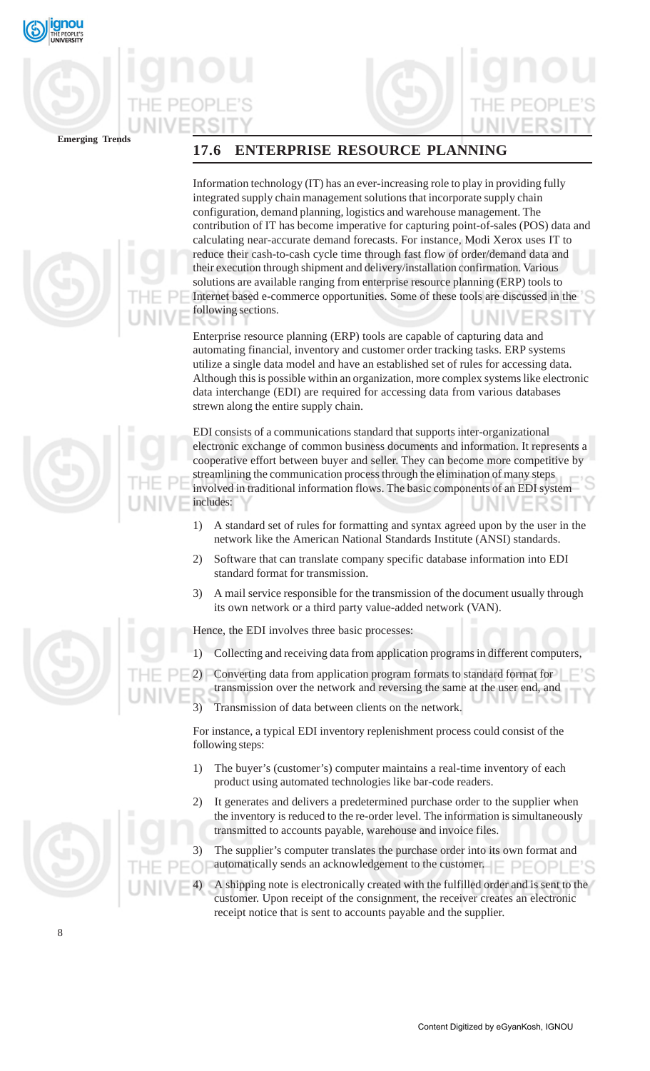## 17.6 ENTERPRISE RESOURCE PLANNING

Information technology (IT) has an ever-increasing role to play in providing fully integrated supply chain management solutions that incorporate supply chain configuration, demand planning, logistics and warehouse management. The contribution of IT has become imperative for capturing point-of-sales (POS) data and calculating near-accurate demand forecasts. For instance, Modi Xerox uses IT to reduce their cash-to-cash cycle time through fast flow of order/demand data and their execution through shipment and delivery/installation confirmation. Various solutions are available ranging from enterprise resource planning (ERP) tools to Internet based e-commerce opportunities. Some of these tools are discussed in the following sections.

Enterprise resource planning (ERP) tools are capable of capturing data and automating financial, inventory and customer order tracking tasks. ERP systems utilize a single data model and have an established set of rules for accessing data. Although this is possible within an organization, more complex systems like electronic data interchange (EDI) are required for accessing data from various databases strewn along the entire supply chain.

EDI consists of a communications standard that supports inter-organizational electronic exchange of common business documents and information. It represents a cooperative effort between buyer and seller. They can become more competitive by streamlining the communication process through the elimination of many steps involved in traditional information flows. The basic components of an EDI system includes:

1) A standard set of rules for formatting and syntax agreed upon by the user in the network like the American National Standards Institute (ANSI) standards.

2) Software that can translate company specific database information into EDI standard format for transmission.

3) A mail service responsible for the transmission of the document usually through its own network or a third party value-added network (VAN).

Hence, the EDI involves three basic processes:

1) Collecting and receiving data from application programs in different computers,

2) Converting data from application program formats to standard format for transmission over the network and reversing the same at the user end, and

3) Transmission of data between clients on the network.

For instance, a typical EDI inventory replenishment process could consist of the following steps:

1) The buyer's (customer's) computer maintains a real-time inventory of each product using automated technologies like bar-code readers.

2) It generates and delivers a predetermined purchase order to the supplier when the inventory is reduced to the re-order level. The information is simultaneously transmitted to accounts payable, warehouse and invoice files.

3) The supplier's computer translates the purchase order into its own format and automatically sends an acknowledgement to the customer.

4) A shipping note is electronically created with the fulfilled order and is sent to the customer. Upon receipt of the consignment, the receiver creates an electronic receipt notice that is sent to accounts payable and the supplier.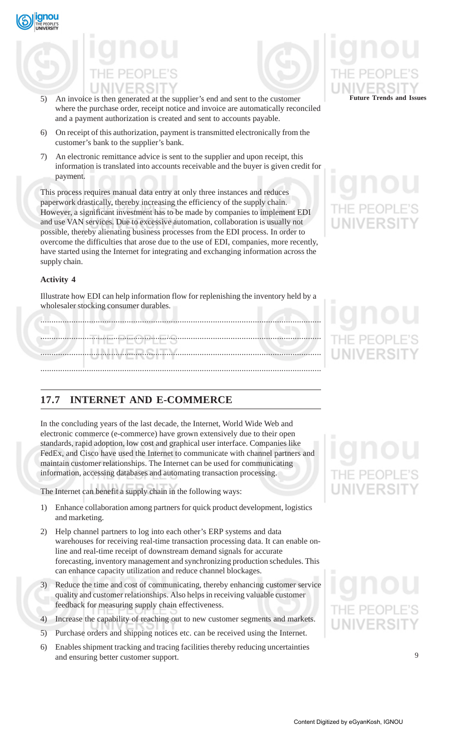5) An invoice is then generated at the supplier's end and sent to the customer where the purchase order, receipt notice and invoice are automatically reconciled and a payment authorization is created and sent to accounts payable.

6) On receipt of this authorization, payment is transmitted electronically from the customer's bank to the supplier's bank.

7) An electronic remittance advice is sent to the supplier and upon receipt, this information is translated into accounts receivable and the buyer is given credit for payment.

This process requires manual data entry at only three instances and reduces paperwork drastically, thereby increasing the efficiency of the supply chain. However, a significant investment has to be made by companies to implement EDI and use VAN services. Due to excessive automation, collaboration is usually not possible, thereby alienating business processes from the EDI process. In order to overcome the difficulties that arose due to the use of EDI, companies, more recently, have started using the Internet for integrating and exchanging information across the supply chain.

**Activity 4**

Illustrate how EDI can help information flow for replenishing the inventory held by a wholesaler stocking consumer durables.

.............................................................................................................................

.............................................................................................................................

.............................................................................................................................

.............................................................................................................................

## 17.7 INTERNET AND E-COMMERCE

In the concluding years of the last decade, the Internet, World Wide Web and electronic commerce (e-commerce) have grown extensively due to their open standards, rapid adoption, low cost and graphical user interface. Companies like FedEx, and Cisco have used the Internet to communicate with channel partners and maintain customer relationships. The Internet can be used for communicating information, accessing databases and automating transaction processing.

The Internet can benefit a supply chain in the following ways:

1) Enhance collaboration among partners for quick product development, logistics and marketing.

2) Help channel partners to log into each other's ERP systems and data warehouses for receiving real-time transaction processing data. It can enable on-line and real-time receipt of downstream demand signals for accurate forecasting, inventory management and synchronizing production schedules. This can enhance capacity utilization and reduce channel blockages.

3) Reduce the time and cost of communicating, thereby enhancing customer service quality and customer relationships. Also helps in receiving valuable customer feedback for measuring supply chain effectiveness.

4) Increase the capability of reaching out to new customer segments and markets.

5) Purchase orders and shipping notices etc. can be received using the Internet.

6) Enables shipment tracking and tracing facilities thereby reducing uncertainties and ensuring better customer support.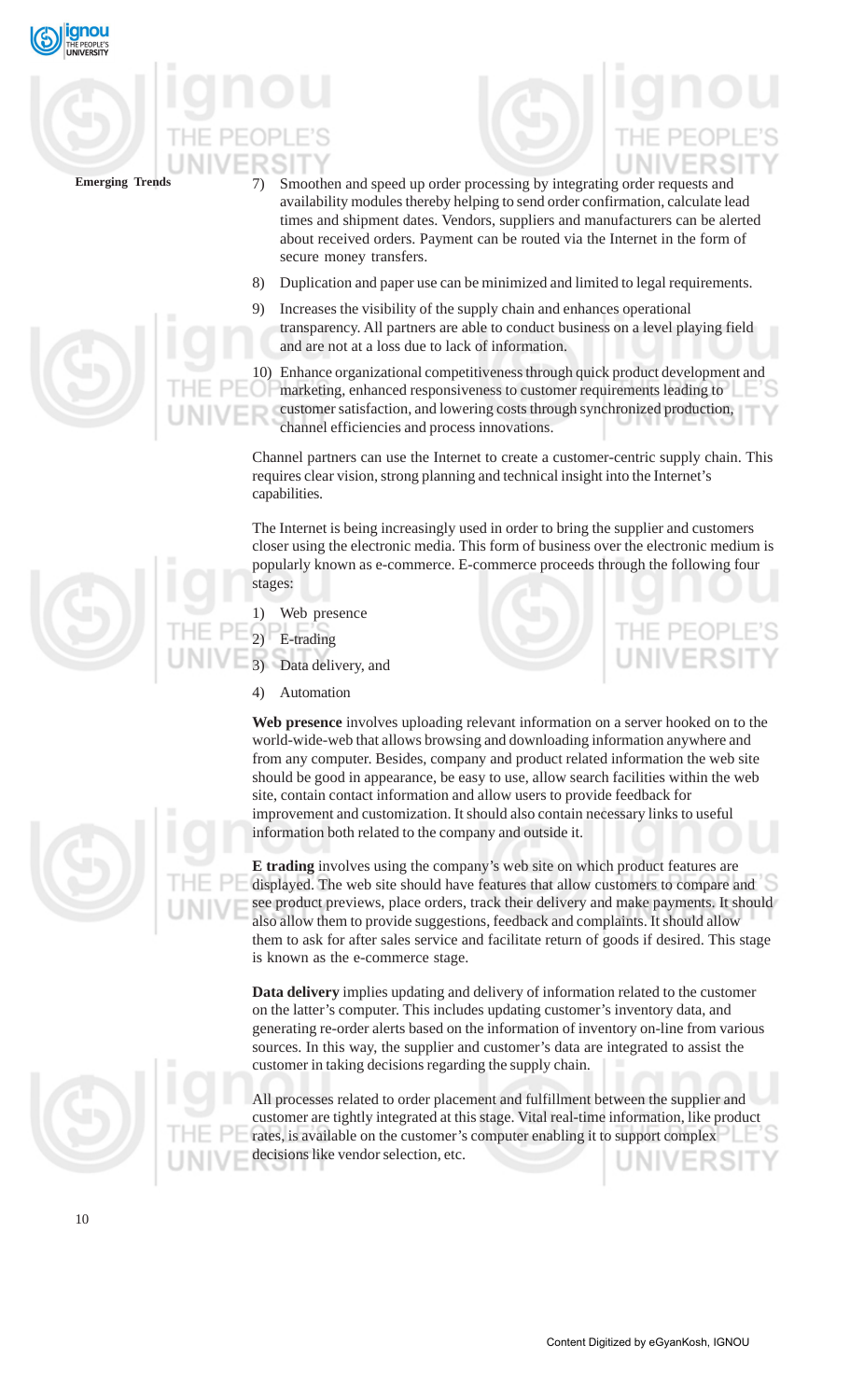7) Smoothen and speed up order processing by integrating order requests and availability modules thereby helping to send order confirmation, calculate lead times and shipment dates. Vendors, suppliers and manufacturers can be alerted about received orders. Payment can be routed via the Internet in the form of secure money transfers.

8) Duplication and paper use can be minimized and limited to legal requirements.

9) Increases the visibility of the supply chain and enhances operational transparency. All partners are able to conduct business on a level playing field and are not at a loss due to lack of information.

10) Enhance organizational competitiveness through quick product development and marketing, enhanced responsiveness to customer requirements leading to customer satisfaction, and lowering costs through synchronized production, channel efficiencies and process innovations.

Channel partners can use the Internet to create a customer-centric supply chain. This requires clear vision, strong planning and technical insight into the Internet's capabilities.

The Internet is being increasingly used in order to bring the supplier and customers closer using the electronic media. This form of business over the electronic medium is popularly known as e-commerce. E-commerce proceeds through the following four stages:

1) Web presence
2) E-trading
3) Data delivery, and
4) Automation

**Web presence** involves uploading relevant information on a server hooked on to the world-wide-web that allows browsing and downloading information anywhere and from any computer. Besides, company and product related information the web site should be good in appearance, be easy to use, allow search facilities within the web site, contain contact information and allow users to provide feedback for improvement and customization. It should also contain necessary links to useful information both related to the company and outside it.

**E trading** involves using the company's web site on which product features are displayed. The web site should have features that allow customers to compare and see product previews, place orders, track their delivery and make payments. It should also allow them to provide suggestions, feedback and complaints. It should allow them to ask for after sales service and facilitate return of goods if desired. This stage is known as the e-commerce stage.

**Data delivery** implies updating and delivery of information related to the customer on the latter's computer. This includes updating customer's inventory data, and generating re-order alerts based on the information of inventory on-line from various sources. In this way, the supplier and customer's data are integrated to assist the customer in taking decisions regarding the supply chain.

All processes related to order placement and fulfillment between the supplier and customer are tightly integrated at this stage. Vital real-time information, like product rates, is available on the customer's computer enabling it to support complex decisions like vendor selection, etc.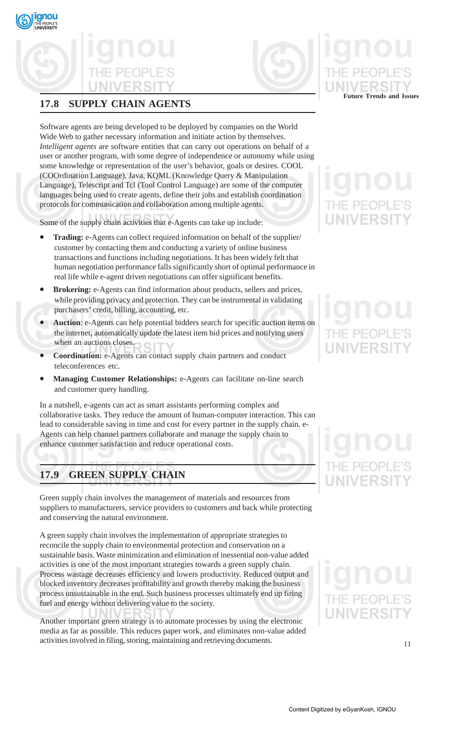## 17.8 SUPPLY CHAIN AGENTS

Software agents are being developed to be deployed by companies on the World Wide Web to gather necessary information and initiate action by themselves. *Intelligent agents* are software entities that can carry out operations on behalf of a user or another program, with some degree of independence or autonomy while using some knowledge or representation of the user's behavior, goals or desires. COOL (COOrdination Language), Java, KQML (Knowledge Query & Manipulation Language), Telescript and Tcl (Tool Control Language) are some of the computer languages being used to create agents, define their jobs and establish coordination protocols for communication and collaboration among multiple agents.

Some of the supply chain activities that e-Agents can take up include:

- **Trading:** e-Agents can collect required information on behalf of the supplier/ customer by contacting them and conducting a variety of online business transactions and functions including negotiations. It has been widely felt that human negotiation performance falls significantly short of optimal performance in real life while e-agent driven negotiations can offer significant benefits.
- **Brokering:** e-Agents can find information about products, sellers and prices, while providing privacy and protection. They can be instrumental in validating purchasers' credit, billing, accounting, etc.
- **Auction**: e-Agents can help potential bidders search for specific auction items on the internet, automatically update the latest item bid prices and notifying users when an auctions closes.
- **Coordination:** e-Agents can contact supply chain partners and conduct teleconferences etc.
- **Managing Customer Relationships:** e-Agents can facilitate on-line search and customer query handling.

In a nutshell, e-agents can act as smart assistants performing complex and collaborative tasks. They reduce the amount of human-computer interaction. This can lead to considerable saving in time and cost for every partner in the supply chain. e-Agents can help channel partners collaborate and manage the supply chain to enhance customer satisfaction and reduce operational costs.

## 17.9 GREEN SUPPLY CHAIN

Green supply chain involves the management of materials and resources from suppliers to manufacturers, service providers to customers and back while protecting and conserving the natural environment.

A green supply chain involves the implementation of appropriate strategies to reconcile the supply chain to environmental protection and conservation on a sustainable basis. Waste minimization and elimination of inessential non-value added activities is one of the most important strategies towards a green supply chain. Process wastage decreases efficiency and lowers productivity. Reduced output and blocked inventory decreases profitability and growth thereby making the business process unsustainable in the end. Such business processes ultimately end up firing fuel and energy without delivering value to the society.

Another important green strategy is to automate processes by using the electronic media as far as possible. This reduces paper work, and eliminates non-value added activities involved in filing, storing, maintaining and retrieving documents.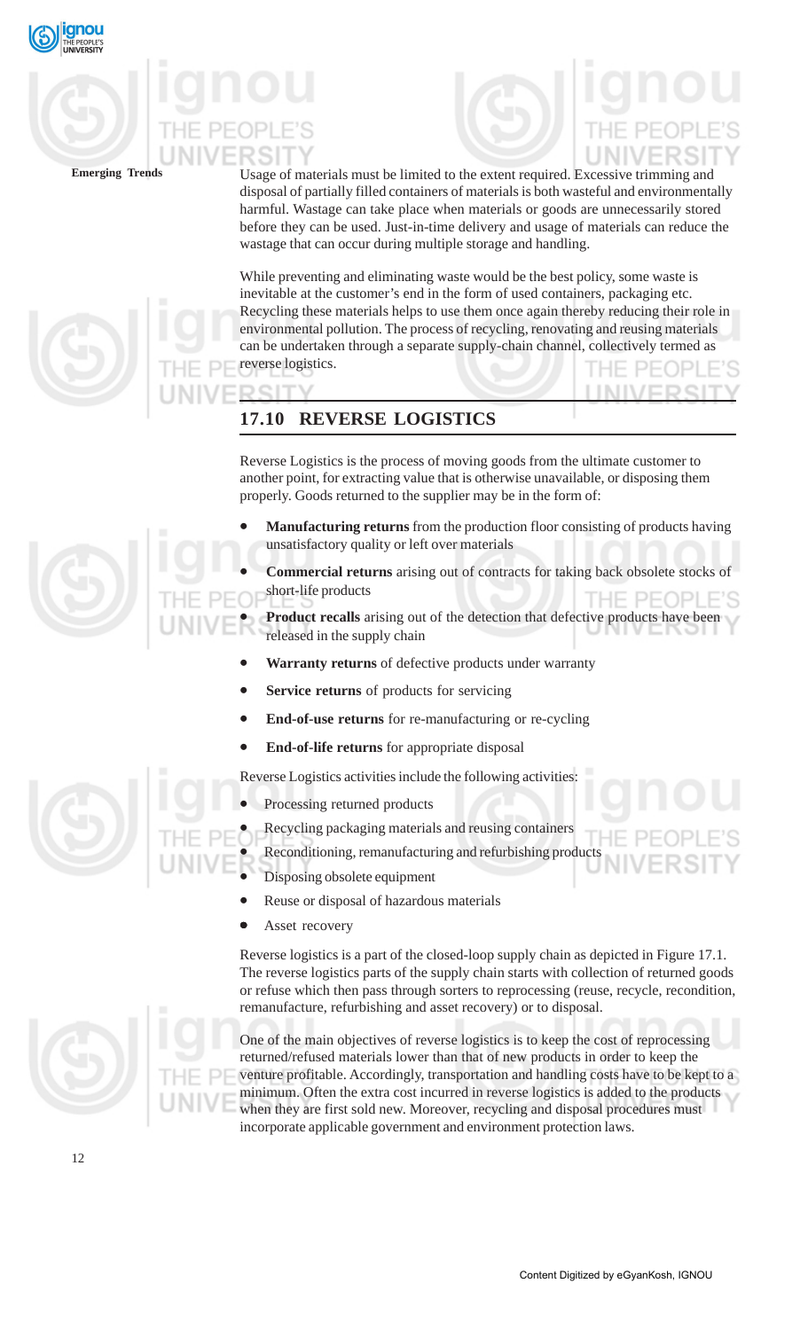Usage of materials must be limited to the extent required. Excessive trimming and disposal of partially filled containers of materials is both wasteful and environmentally harmful. Wastage can take place when materials or goods are unnecessarily stored before they can be used. Just-in-time delivery and usage of materials can reduce the wastage that can occur during multiple storage and handling.

While preventing and eliminating waste would be the best policy, some waste is inevitable at the customer's end in the form of used containers, packaging etc. Recycling these materials helps to use them once again thereby reducing their role in environmental pollution. The process of recycling, renovating and reusing materials can be undertaken through a separate supply-chain channel, collectively termed as reverse logistics.

## 17.10 REVERSE LOGISTICS

Reverse Logistics is the process of moving goods from the ultimate customer to another point, for extracting value that is otherwise unavailable, or disposing them properly. Goods returned to the supplier may be in the form of:

- **Manufacturing returns** from the production floor consisting of products having unsatisfactory quality or left over materials
- **Commercial returns** arising out of contracts for taking back obsolete stocks of short-life products
- **Product recalls** arising out of the detection that defective products have been released in the supply chain
- **Warranty returns** of defective products under warranty
- **Service returns** of products for servicing
- **End-of-use returns** for re-manufacturing or re-cycling
- **End-of-life returns** for appropriate disposal

Reverse Logistics activities include the following activities:

- Processing returned products
- Recycling packaging materials and reusing containers
- Reconditioning, remanufacturing and refurbishing products
- Disposing obsolete equipment
- Reuse or disposal of hazardous materials
- Asset recovery

Reverse logistics is a part of the closed-loop supply chain as depicted in Figure 17.1. The reverse logistics parts of the supply chain starts with collection of returned goods or refuse which then pass through sorters to reprocessing (reuse, recycle, recondition, remanufacture, refurbishing and asset recovery) or to disposal.

One of the main objectives of reverse logistics is to keep the cost of reprocessing returned/refused materials lower than that of new products in order to keep the venture profitable. Accordingly, transportation and handling costs have to be kept to a minimum. Often the extra cost incurred in reverse logistics is added to the products when they are first sold new. Moreover, recycling and disposal procedures must incorporate applicable government and environment protection laws.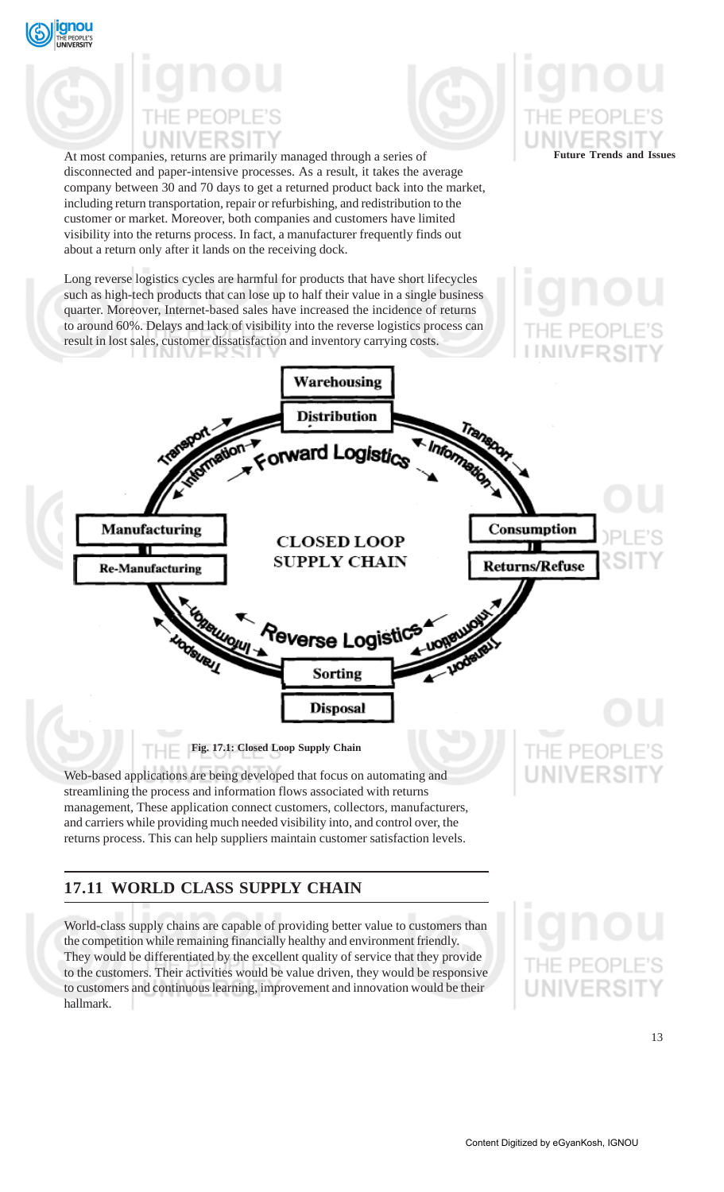At most companies, returns are primarily managed through a series of disconnected and paper-intensive processes. As a result, it takes the average company between 30 and 70 days to get a returned product back into the market, including return transportation, repair or refurbishing, and redistribution to the customer or market. Moreover, both companies and customers have limited visibility into the returns process. In fact, a manufacturer frequently finds out about a return only after it lands on the receiving dock.

Long reverse logistics cycles are harmful for products that have short lifecycles such as high-tech products that can lose up to half their value in a single business quarter. Moreover, Internet-based sales have increased the incidence of returns to around 60%. Delays and lack of visibility into the reverse logistics process can result in lost sales, customer dissatisfaction and inventory carrying costs.

Fig. 17.1: Closed Loop Supply Chain

Web-based applications are being developed that focus on automating and streamlining the process and information flows associated with returns management, These application connect customers, collectors, manufacturers, and carriers while providing much needed visibility into, and control over, the returns process. This can help suppliers maintain customer satisfaction levels.

## 17.11 WORLD CLASS SUPPLY CHAIN

World-class supply chains are capable of providing better value to customers than the competition while remaining financially healthy and environment friendly. They would be differentiated by the excellent quality of service that they provide to the customers. Their activities would be value driven, they would be responsive to customers and continuous learning, improvement and innovation would be their hallmark.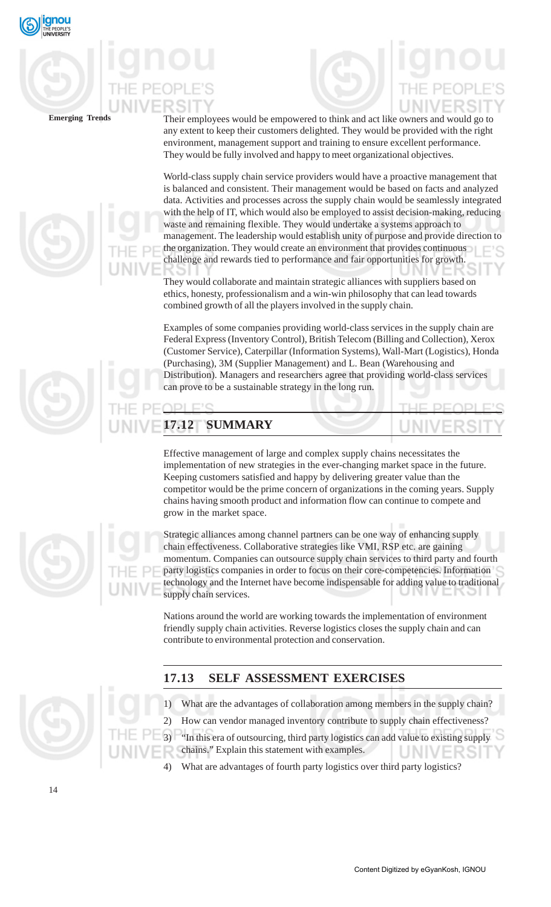Their employees would be empowered to think and act like owners and would go to any extent to keep their customers delighted. They would be provided with the right environment, management support and training to ensure excellent performance. They would be fully involved and happy to meet organizational objectives.

World-class supply chain service providers would have a proactive management that is balanced and consistent. Their management would be based on facts and analyzed data. Activities and processes across the supply chain would be seamlessly integrated with the help of IT, which would also be employed to assist decision-making, reducing waste and remaining flexible. They would undertake a systems approach to management. The leadership would establish unity of purpose and provide direction to the organization. They would create an environment that provides continuous challenge and rewards tied to performance and fair opportunities for growth.

They would collaborate and maintain strategic alliances with suppliers based on ethics, honesty, professionalism and a win-win philosophy that can lead towards combined growth of all the players involved in the supply chain.

Examples of some companies providing world-class services in the supply chain are Federal Express (Inventory Control), British Telecom (Billing and Collection), Xerox (Customer Service), Caterpillar (Information Systems), Wall-Mart (Logistics), Honda (Purchasing), 3M (Supplier Management) and L. Bean (Warehousing and Distribution). Managers and researchers agree that providing world-class services can prove to be a sustainable strategy in the long run.

## 17.12 SUMMARY

Effective management of large and complex supply chains necessitates the implementation of new strategies in the ever-changing market space in the future. Keeping customers satisfied and happy by delivering greater value than the competitor would be the prime concern of organizations in the coming years. Supply chains having smooth product and information flow can continue to compete and grow in the market space.

Strategic alliances among channel partners can be one way of enhancing supply chain effectiveness. Collaborative strategies like VMI, RSP etc. are gaining momentum. Companies can outsource supply chain services to third party and fourth party logistics companies in order to focus on their core-competencies. Information technology and the Internet have become indispensable for adding value to traditional supply chain services.

Nations around the world are working towards the implementation of environment friendly supply chain activities. Reverse logistics closes the supply chain and can contribute to environmental protection and conservation.

## 17.13 SELF ASSESSMENT EXERCISES

1) What are the advantages of collaboration among members in the supply chain?
2) How can vendor managed inventory contribute to supply chain effectiveness?
3) "In this era of outsourcing, third party logistics can add value to existing supply chains." Explain this statement with examples.
4) What are advantages of fourth party logistics over third party logistics?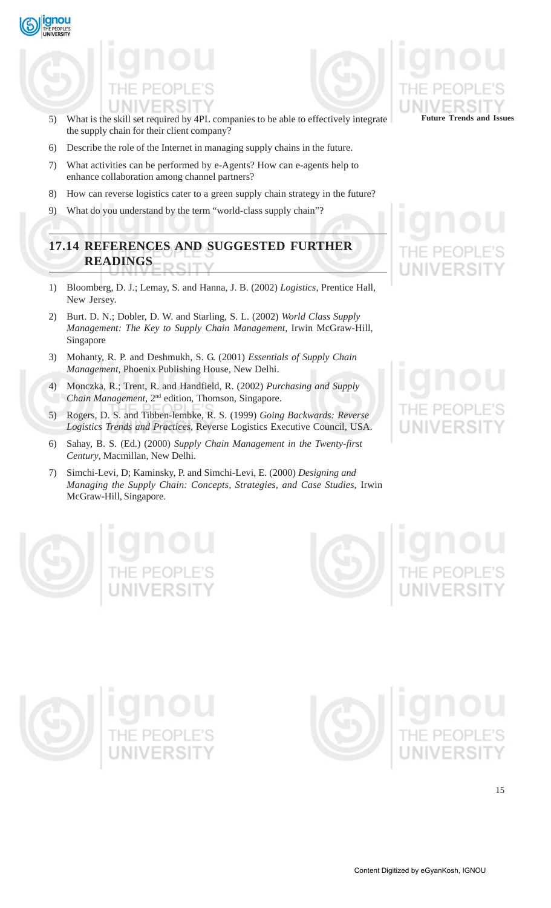5) What is the skill set required by 4PL companies to be able to effectively integrate the supply chain for their client company?

6) Describe the role of the Internet in managing supply chains in the future.

7) What activities can be performed by e-Agents? How can e-agents help to enhance collaboration among channel partners?

8) How can reverse logistics cater to a green supply chain strategy in the future?

9) What do you understand by the term "world-class supply chain"?

## 17.14 REFERENCES AND SUGGESTED FURTHER READINGS

1) Bloomberg, D. J.; Lemay, S. and Hanna, J. B. (2002) *Logistics*, Prentice Hall, New Jersey.

2) Burt. D. N.; Dobler, D. W. and Starling, S. L. (2002) *World Class Supply Management: The Key to Supply Chain Management*, Irwin McGraw-Hill, Singapore

3) Mohanty, R. P. and Deshmukh, S. G. (2001) *Essentials of Supply Chain Management*, Phoenix Publishing House, New Delhi.

4) Monczka, R.; Trent, R. and Handfield, R. (2002) *Purchasing and Supply Chain Management*, 2nd edition, Thomson, Singapore.

5) Rogers, D. S. and Tibben-lembke, R. S. (1999) *Going Backwards: Reverse Logistics Trends and Practices*, Reverse Logistics Executive Council, USA.

6) Sahay, B. S. (Ed.) (2000) *Supply Chain Management in the Twenty-first Century*, Macmillan, New Delhi.

7) Simchi-Levi, D; Kaminsky, P. and Simchi-Levi, E. (2000) *Designing and Managing the Supply Chain: Concepts, Strategies, and Case Studies,* Irwin McGraw-Hill, Singapore.